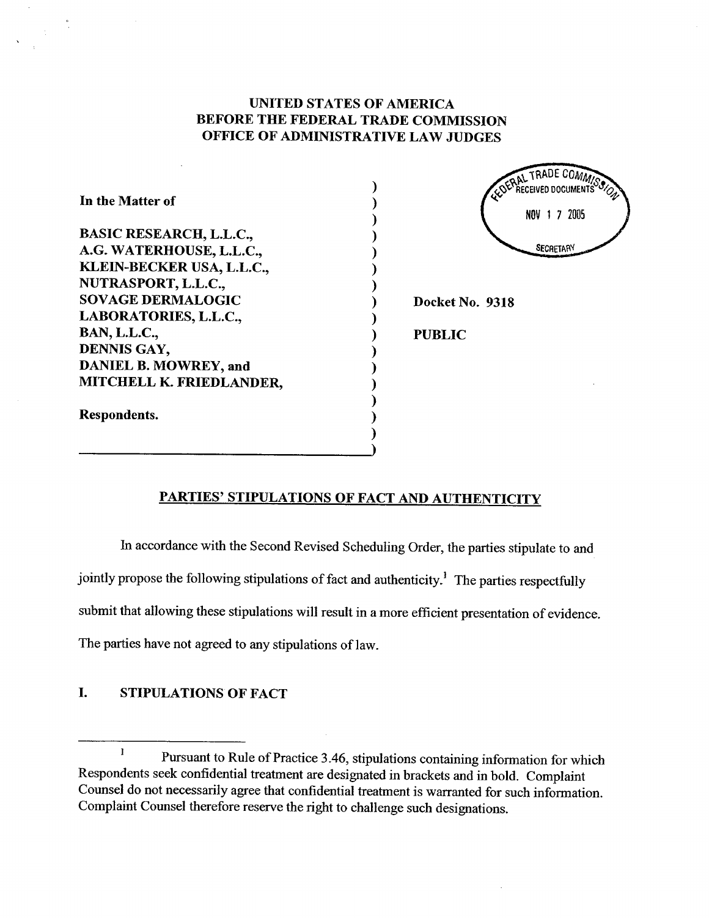**UNITED STATES OF AMERICA**
**BEFORE THE FEDERAL TRADE COMMISSION**
**OFFICE OF ADMINISTRATIVE LAW JUDGES**

FEDERAL TRADE COMMISSION RECEIVED DOCUMENTS NOV 17 2005 SECRETARY

**In the Matter of**

**BASIC RESEARCH, L.L.C.,**
**A.G. WATERHOUSE, L.L.C.,**
**KLEIN-BECKER USA, L.L.C.,**
**NUTRASPORT, L.L.C.,**
**SOVAGE DERMALOGIC LABORATORIES, L.L.C.,**
**BAN, L.L.C.,**
**DENNIS GAY,**
**DANIEL B. MOWREY, and**
**MITCHELL K. FRIEDLANDER,**

**Respondents.**

**Docket No. 9318**

**PUBLIC**

## PARTIES' STIPULATIONS OF FACT AND AUTHENTICITY

In accordance with the Second Revised Scheduling Order, the parties stipulate to and jointly propose the following stipulations of fact and authenticity.[1] The parties respectfully submit that allowing these stipulations will result in a more efficient presentation of evidence. The parties have not agreed to any stipulations of law.

## I. STIPULATIONS OF FACT

[1] Pursuant to Rule of Practice 3.46, stipulations containing information for which Respondents seek confidential treatment are designated in brackets and in bold. Complaint Counsel do not necessarily agree that confidential treatment is warranted for such information. Complaint Counsel therefore reserve the right to challenge such designations.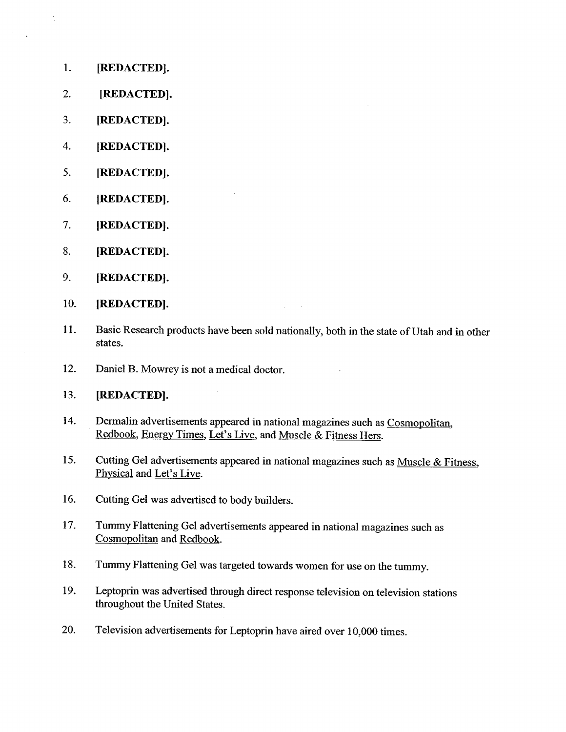1. **[REDACTED].**

2. **[REDACTED].**

3. **[REDACTED].**

4. **[REDACTED].**

5. **[REDACTED].**

6. **[REDACTED].**

7. **[REDACTED].**

8. **[REDACTED].**

9. **[REDACTED].**

10. **[REDACTED].**

11. Basic Research products have been sold nationally, both in the state of Utah and in other states.

12. Daniel B. Mowrey is not a medical doctor.

13. **[REDACTED].**

14. Dermalin advertisements appeared in national magazines such as <u>Cosmopolitan</u>, <u>Redbook</u>, <u>Energy Times</u>, <u>Let's Live</u>, and <u>Muscle & Fitness Hers</u>.

15. Cutting Gel advertisements appeared in national magazines such as <u>Muscle & Fitness</u>, <u>Physical</u> and <u>Let's Live</u>.

16. Cutting Gel was advertised to body builders.

17. Tummy Flattening Gel advertisements appeared in national magazines such as <u>Cosmopolitan</u> and <u>Redbook</u>.

18. Tummy Flattening Gel was targeted towards women for use on the tummy.

19. Leptoprin was advertised through direct response television on television stations throughout the United States.

20. Television advertisements for Leptoprin have aired over 10,000 times.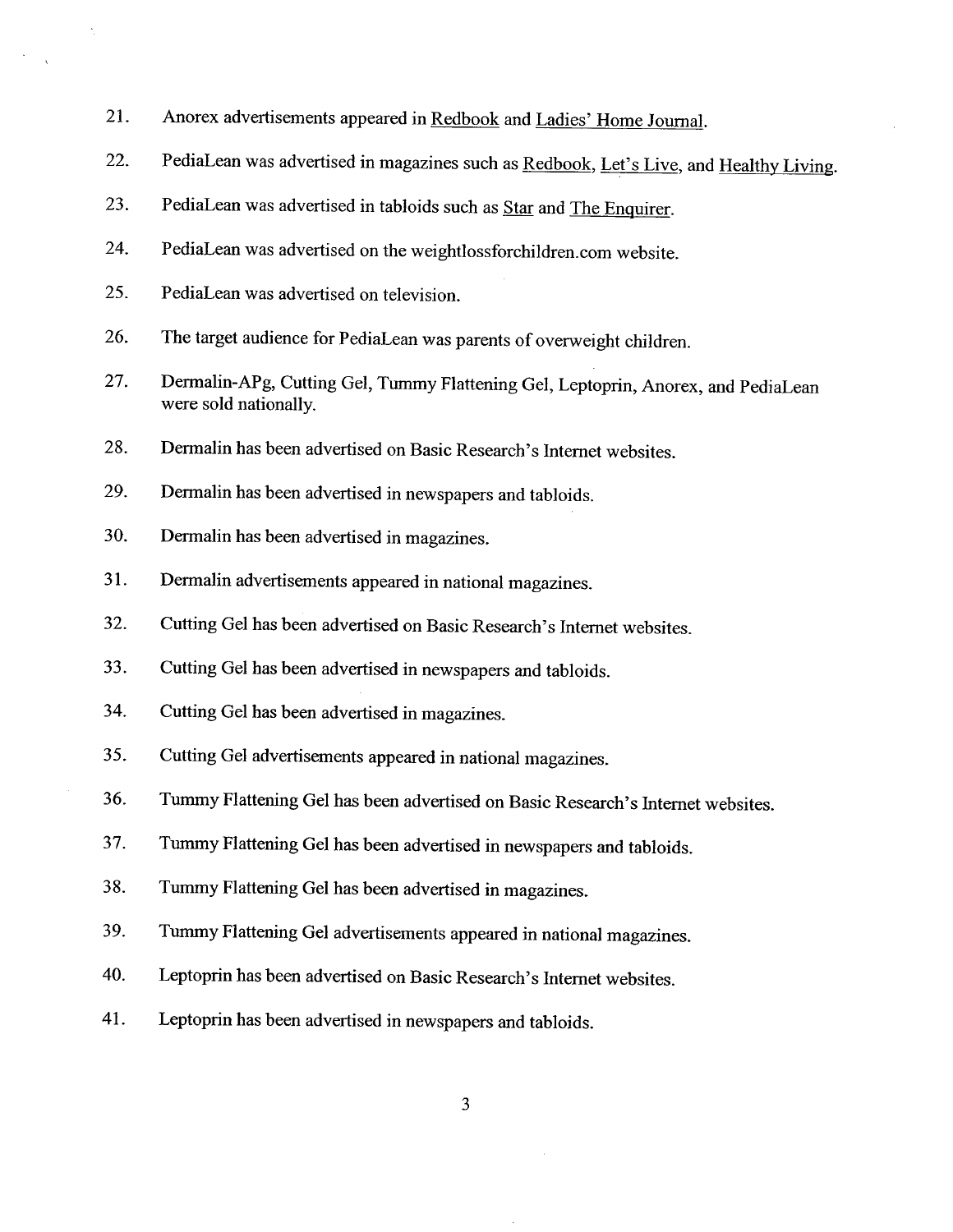21. Anorex advertisements appeared in Redbook and Ladies' Home Journal.

22. PediaLean was advertised in magazines such as Redbook, Let's Live, and Healthy Living.

23. PediaLean was advertised in tabloids such as Star and The Enquirer.

24. PediaLean was advertised on the weightlossforchildren.com website.

25. PediaLean was advertised on television.

26. The target audience for PediaLean was parents of overweight children.

27. Dermalin-APg, Cutting Gel, Tummy Flattening Gel, Leptoprin, Anorex, and PediaLean were sold nationally.

28. Dermalin has been advertised on Basic Research's Internet websites.

29. Dermalin has been advertised in newspapers and tabloids.

30. Dermalin has been advertised in magazines.

31. Dermalin advertisements appeared in national magazines.

32. Cutting Gel has been advertised on Basic Research's Internet websites.

33. Cutting Gel has been advertised in newspapers and tabloids.

34. Cutting Gel has been advertised in magazines.

35. Cutting Gel advertisements appeared in national magazines.

36. Tummy Flattening Gel has been advertised on Basic Research's Internet websites.

37. Tummy Flattening Gel has been advertised in newspapers and tabloids.

38. Tummy Flattening Gel has been advertised in magazines.

39. Tummy Flattening Gel advertisements appeared in national magazines.

40. Leptoprin has been advertised on Basic Research's Internet websites.

41. Leptoprin has been advertised in newspapers and tabloids.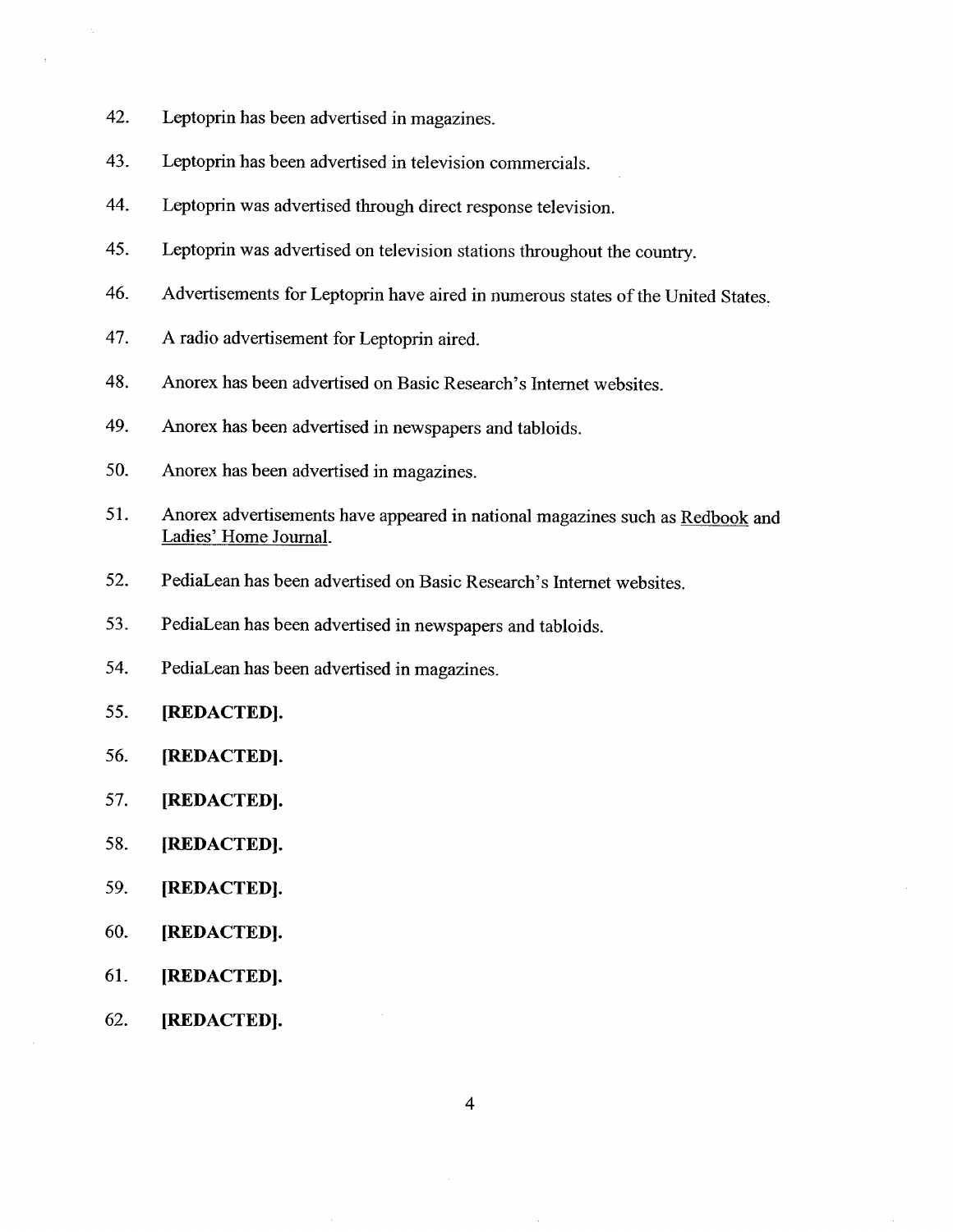42. Leptoprin has been advertised in magazines.

43. Leptoprin has been advertised in television commercials.

44. Leptoprin was advertised through direct response television.

45. Leptoprin was advertised on television stations throughout the country.

46. Advertisements for Leptoprin have aired in numerous states of the United States.

47. A radio advertisement for Leptoprin aired.

48. Anorex has been advertised on Basic Research's Internet websites.

49. Anorex has been advertised in newspapers and tabloids.

50. Anorex has been advertised in magazines.

51. Anorex advertisements have appeared in national magazines such as <u>Redbook</u> and <u>Ladies' Home Journal</u>.

52. PediaLean has been advertised on Basic Research's Internet websites.

53. PediaLean has been advertised in newspapers and tabloids.

54. PediaLean has been advertised in magazines.

55. **[REDACTED].**

56. **[REDACTED].**

57. **[REDACTED].**

58. **[REDACTED].**

59. **[REDACTED].**

60. **[REDACTED].**

61. **[REDACTED].**

62. **[REDACTED].**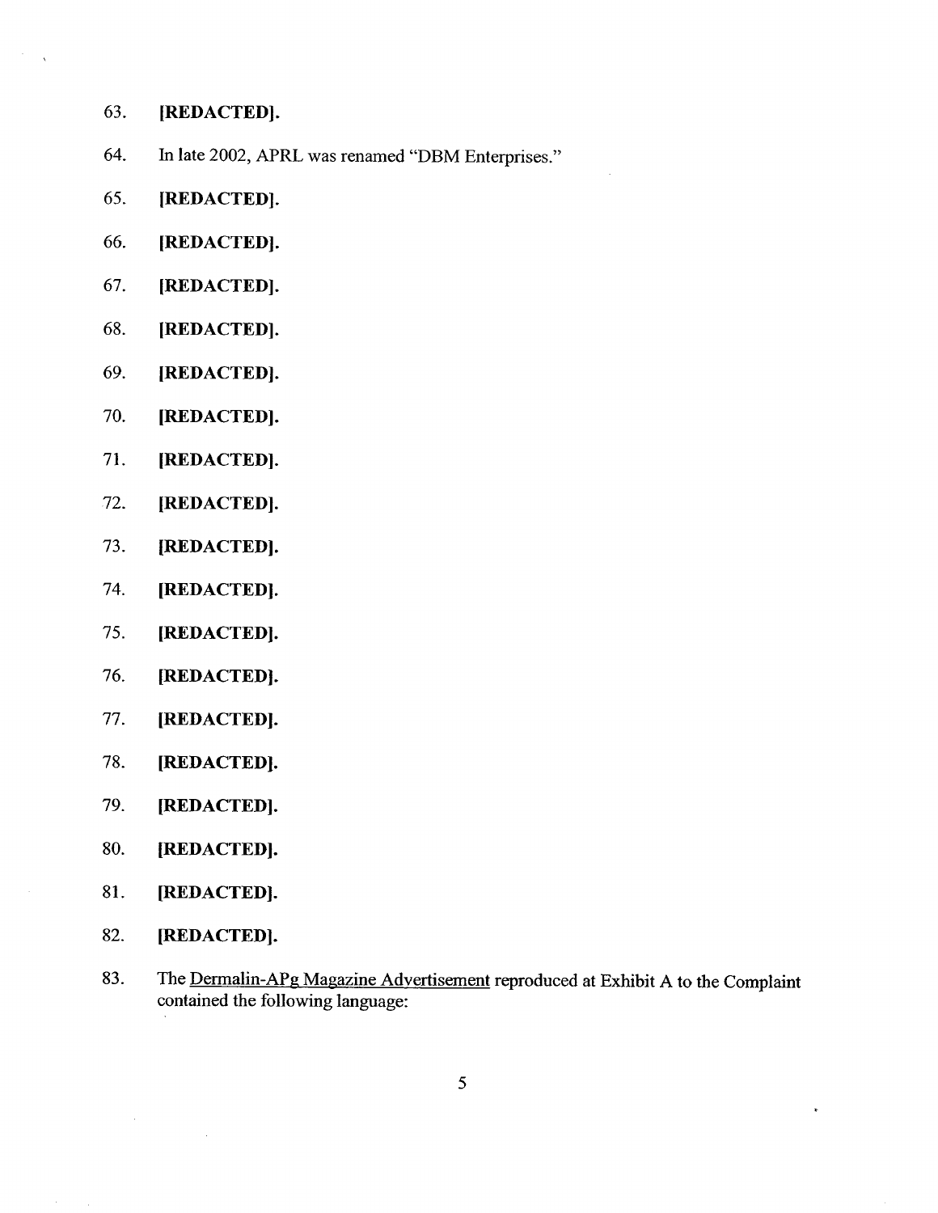63. **[REDACTED].**

64. In late 2002, APRL was renamed "DBM Enterprises."

65. **[REDACTED].**

66. **[REDACTED].**

67. **[REDACTED].**

68. **[REDACTED].**

69. **[REDACTED].**

70. **[REDACTED].**

71. **[REDACTED].**

72. **[REDACTED].**

73. **[REDACTED].**

74. **[REDACTED].**

75. **[REDACTED].**

76. **[REDACTED].**

77. **[REDACTED].**

78. **[REDACTED].**

79. **[REDACTED].**

80. **[REDACTED].**

81. **[REDACTED].**

82. **[REDACTED].**

83. The <u>Dermalin-APg Magazine Advertisement</u> reproduced at Exhibit A to the Complaint contained the following language: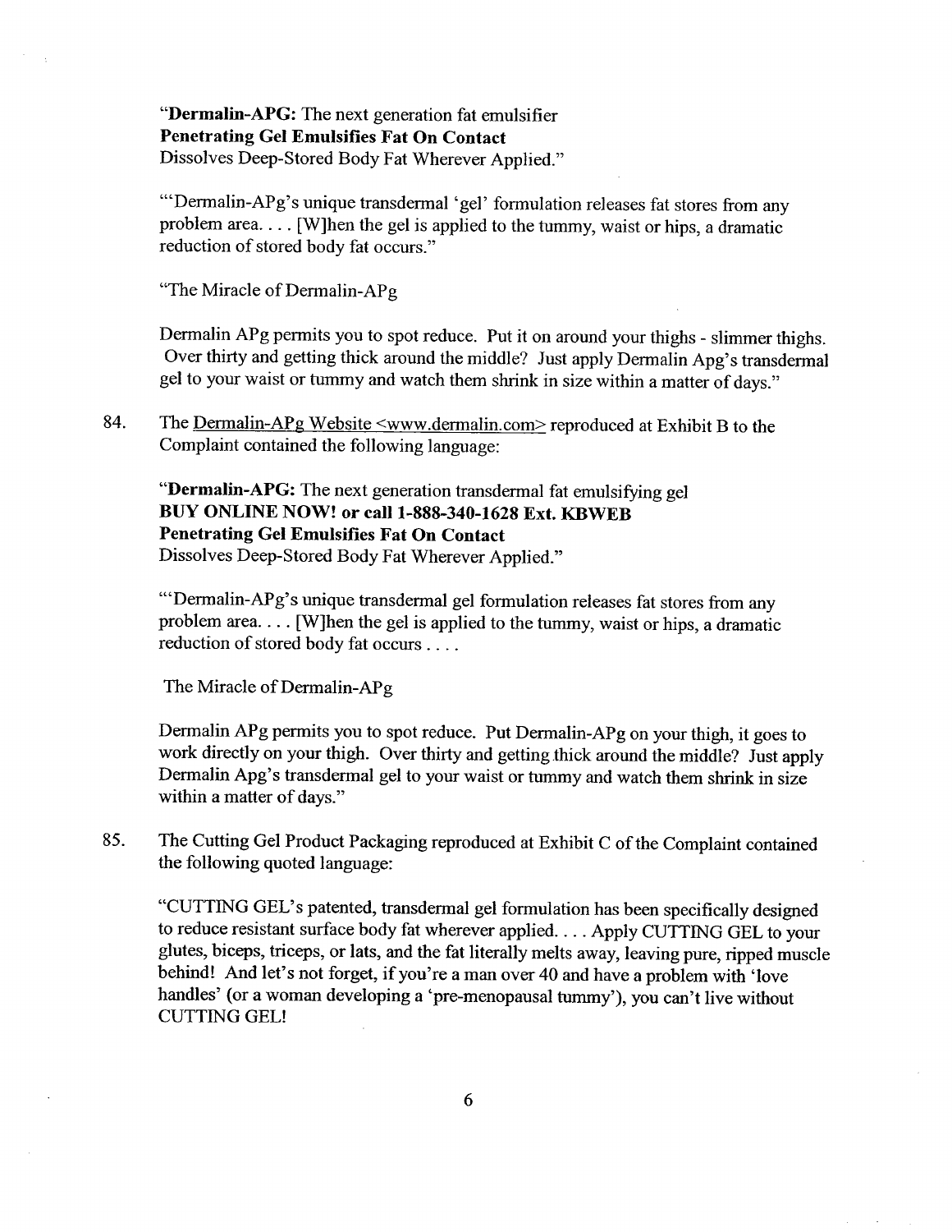"**Dermalin-APG:** The next generation fat emulsifier
**Penetrating Gel Emulsifies Fat On Contact**
Dissolves Deep-Stored Body Fat Wherever Applied."

"'Dermalin-APg's unique transdermal 'gel' formulation releases fat stores from any problem area. . . . [W]hen the gel is applied to the tummy, waist or hips, a dramatic reduction of stored body fat occurs."

"The Miracle of Dermalin-APg

Dermalin APg permits you to spot reduce. Put it on around your thighs - slimmer thighs. Over thirty and getting thick around the middle? Just apply Dermalin Apg's transdermal gel to your waist or tummy and watch them shrink in size within a matter of days."

84. The Dermalin-APg Website <www.dermalin.com> reproduced at Exhibit B to the Complaint contained the following language:

"**Dermalin-APG:** The next generation transdermal fat emulsifying gel
**BUY ONLINE NOW! or call 1-888-340-1628 Ext. KBWEB**
**Penetrating Gel Emulsifies Fat On Contact**
Dissolves Deep-Stored Body Fat Wherever Applied."

"'Dermalin-APg's unique transdermal gel formulation releases fat stores from any problem area. . . . [W]hen the gel is applied to the tummy, waist or hips, a dramatic reduction of stored body fat occurs . . . .

The Miracle of Dermalin-APg

Dermalin APg permits you to spot reduce. Put Dermalin-APg on your thigh, it goes to work directly on your thigh. Over thirty and getting thick around the middle? Just apply Dermalin Apg's transdermal gel to your waist or tummy and watch them shrink in size within a matter of days."

85. The Cutting Gel Product Packaging reproduced at Exhibit C of the Complaint contained the following quoted language:

"CUTTING GEL's patented, transdermal gel formulation has been specifically designed to reduce resistant surface body fat wherever applied. . . . Apply CUTTING GEL to your glutes, biceps, triceps, or lats, and the fat literally melts away, leaving pure, ripped muscle behind! And let's not forget, if you're a man over 40 and have a problem with 'love handles' (or a woman developing a 'pre-menopausal tummy'), you can't live without CUTTING GEL!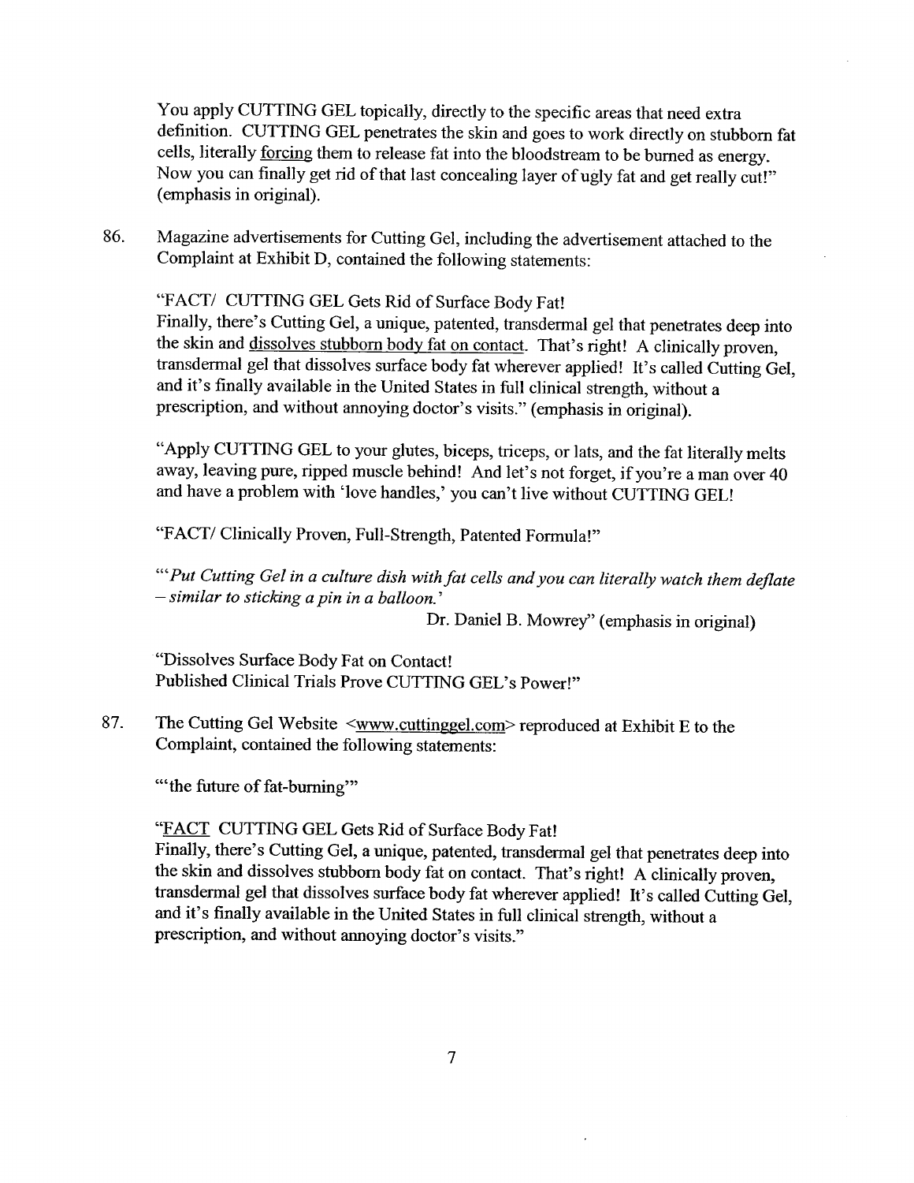You apply CUTTING GEL topically, directly to the specific areas that need extra definition. CUTTING GEL penetrates the skin and goes to work directly on stubborn fat cells, literally <u>forcing</u> them to release fat into the bloodstream to be burned as energy. Now you can finally get rid of that last concealing layer of ugly fat and get really cut!" (emphasis in original).

86. Magazine advertisements for Cutting Gel, including the advertisement attached to the Complaint at Exhibit D, contained the following statements:

"FACT/ CUTTING GEL Gets Rid of Surface Body Fat!
Finally, there's Cutting Gel, a unique, patented, transdermal gel that penetrates deep into the skin and <u>dissolves stubborn body fat on contact</u>. That's right! A clinically proven, transdermal gel that dissolves surface body fat wherever applied! It's called Cutting Gel, and it's finally available in the United States in full clinical strength, without a prescription, and without annoying doctor's visits." (emphasis in original).

"Apply CUTTING GEL to your glutes, biceps, triceps, or lats, and the fat literally melts away, leaving pure, ripped muscle behind! And let's not forget, if you're a man over 40 and have a problem with 'love handles,' you can't live without CUTTING GEL!

"FACT/ Clinically Proven, Full-Strength, Patented Formula!"

"'*Put Cutting Gel in a culture dish with fat cells and you can literally watch them deflate – similar to sticking a pin in a balloon.'*

Dr. Daniel B. Mowrey" (emphasis in original)

"Dissolves Surface Body Fat on Contact!
Published Clinical Trials Prove CUTTING GEL's Power!"

87. The Cutting Gel Website <www.cuttinggel.com> reproduced at Exhibit E to the Complaint, contained the following statements:

"'the future of fat-burning'"

"<u>FACT</u> CUTTING GEL Gets Rid of Surface Body Fat!
Finally, there's Cutting Gel, a unique, patented, transdermal gel that penetrates deep into the skin and dissolves stubborn body fat on contact. That's right! A clinically proven, transdermal gel that dissolves surface body fat wherever applied! It's called Cutting Gel, and it's finally available in the United States in full clinical strength, without a prescription, and without annoying doctor's visits."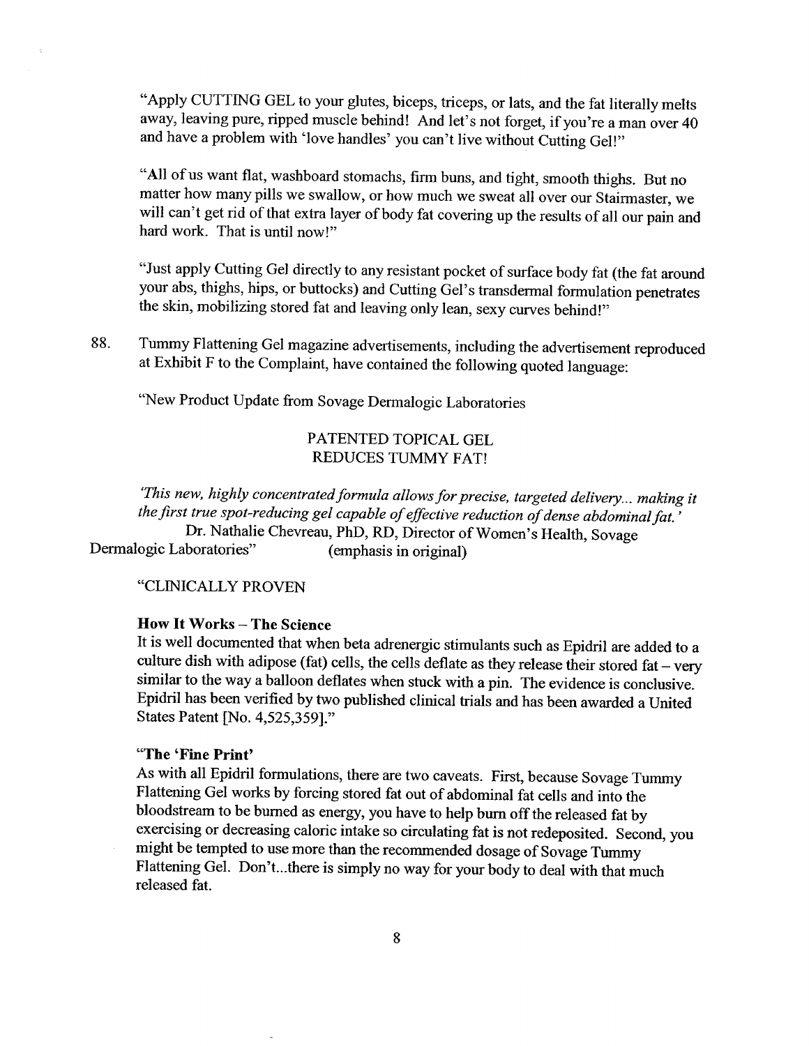"Apply CUTTING GEL to your glutes, biceps, triceps, or lats, and the fat literally melts away, leaving pure, ripped muscle behind! And let's not forget, if you're a man over 40 and have a problem with 'love handles' you can't live without Cutting Gel!"

"All of us want flat, washboard stomachs, firm buns, and tight, smooth thighs. But no matter how many pills we swallow, or how much we sweat all over our Stairmaster, we will can't get rid of that extra layer of body fat covering up the results of all our pain and hard work. That is until now!"

"Just apply Cutting Gel directly to any resistant pocket of surface body fat (the fat around your abs, thighs, hips, or buttocks) and Cutting Gel's transdermal formulation penetrates the skin, mobilizing stored fat and leaving only lean, sexy curves behind!"

88. Tummy Flattening Gel magazine advertisements, including the advertisement reproduced at Exhibit F to the Complaint, have contained the following quoted language:

"New Product Update from Sovage Dermalogic Laboratories

PATENTED TOPICAL GEL
REDUCES TUMMY FAT!

*'This new, highly concentrated formula allows for precise, targeted delivery... making it the first true spot-reducing gel capable of effective reduction of dense abdominal fat.'*
Dr. Nathalie Chevreau, PhD, RD, Director of Women's Health, Sovage Dermalogic Laboratories" (emphasis in original)

"CLINICALLY PROVEN

**How It Works – The Science**
It is well documented that when beta adrenergic stimulants such as Epidril are added to a culture dish with adipose (fat) cells, the cells deflate as they release their stored fat – very similar to the way a balloon deflates when stuck with a pin. The evidence is conclusive. Epidril has been verified by two published clinical trials and has been awarded a United States Patent [No. 4,525,359]."

**"The 'Fine Print'**
As with all Epidril formulations, there are two caveats. First, because Sovage Tummy Flattening Gel works by forcing stored fat out of abdominal fat cells and into the bloodstream to be burned as energy, you have to help burn off the released fat by exercising or decreasing caloric intake so circulating fat is not redeposited. Second, you might be tempted to use more than the recommended dosage of Sovage Tummy Flattening Gel. Don't...there is simply no way for your body to deal with that much released fat.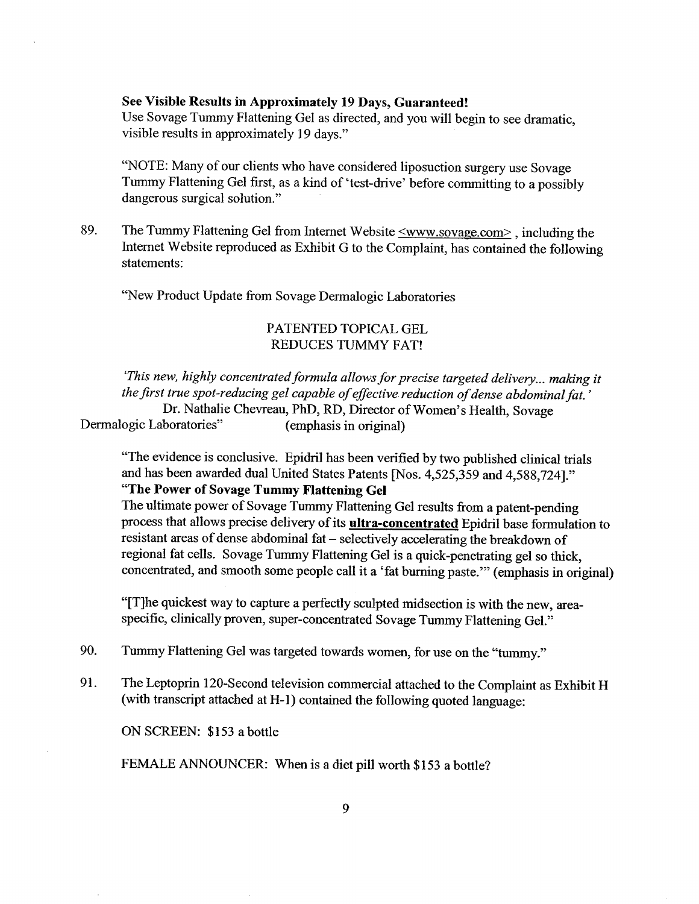**See Visible Results in Approximately 19 Days, Guaranteed!**
Use Sovage Tummy Flattening Gel as directed, and you will begin to see dramatic, visible results in approximately 19 days."

"NOTE: Many of our clients who have considered liposuction surgery use Sovage Tummy Flattening Gel first, as a kind of 'test-drive' before committing to a possibly dangerous surgical solution."

89. The Tummy Flattening Gel from Internet Website <www.sovage.com>, including the Internet Website reproduced as Exhibit G to the Complaint, has contained the following statements:

"New Product Update from Sovage Dermalogic Laboratories

PATENTED TOPICAL GEL
REDUCES TUMMY FAT!

*'This new, highly concentrated formula allows for precise targeted delivery... making it the first true spot-reducing gel capable of effective reduction of dense abdominal fat.'*
Dr. Nathalie Chevreau, PhD, RD, Director of Women's Health, Sovage Dermalogic Laboratories" (emphasis in original)

"The evidence is conclusive. Epidril has been verified by two published clinical trials and has been awarded dual United States Patents [Nos. 4,525,359 and 4,588,724]."
**"The Power of Sovage Tummy Flattening Gel**
The ultimate power of Sovage Tummy Flattening Gel results from a patent-pending process that allows precise delivery of its **ultra-concentrated** Epidril base formulation to resistant areas of dense abdominal fat – selectively accelerating the breakdown of regional fat cells. Sovage Tummy Flattening Gel is a quick-penetrating gel so thick, concentrated, and smooth some people call it a 'fat burning paste.'" (emphasis in original)

"[T]he quickest way to capture a perfectly sculpted midsection is with the new, area-specific, clinically proven, super-concentrated Sovage Tummy Flattening Gel."

90. Tummy Flattening Gel was targeted towards women, for use on the "tummy."

91. The Leptoprin 120-Second television commercial attached to the Complaint as Exhibit H (with transcript attached at H-1) contained the following quoted language:

ON SCREEN: $153 a bottle

FEMALE ANNOUNCER: When is a diet pill worth $153 a bottle?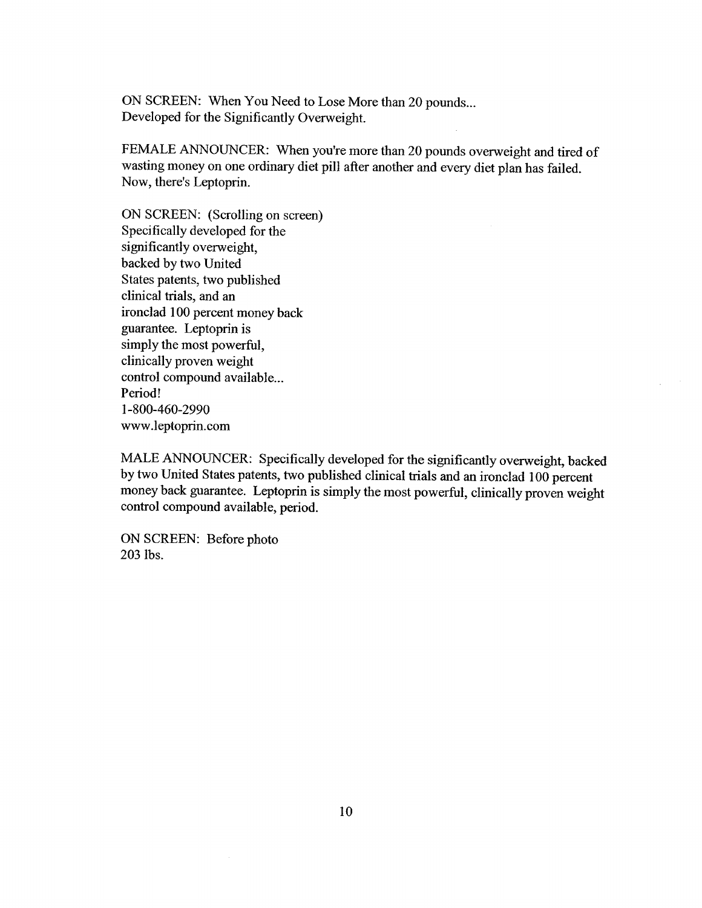ON SCREEN: When You Need to Lose More than 20 pounds...
Developed for the Significantly Overweight.

FEMALE ANNOUNCER: When you're more than 20 pounds overweight and tired of wasting money on one ordinary diet pill after another and every diet plan has failed. Now, there's Leptoprin.

ON SCREEN: (Scrolling on screen)
Specifically developed for the
significantly overweight,
backed by two United
States patents, two published
clinical trials, and an
ironclad 100 percent money back
guarantee. Leptoprin is
simply the most powerful,
clinically proven weight
control compound available...
Period!
1-800-460-2990
www.leptoprin.com

MALE ANNOUNCER: Specifically developed for the significantly overweight, backed by two United States patents, two published clinical trials and an ironclad 100 percent money back guarantee. Leptoprin is simply the most powerful, clinically proven weight control compound available, period.

ON SCREEN: Before photo
203 lbs.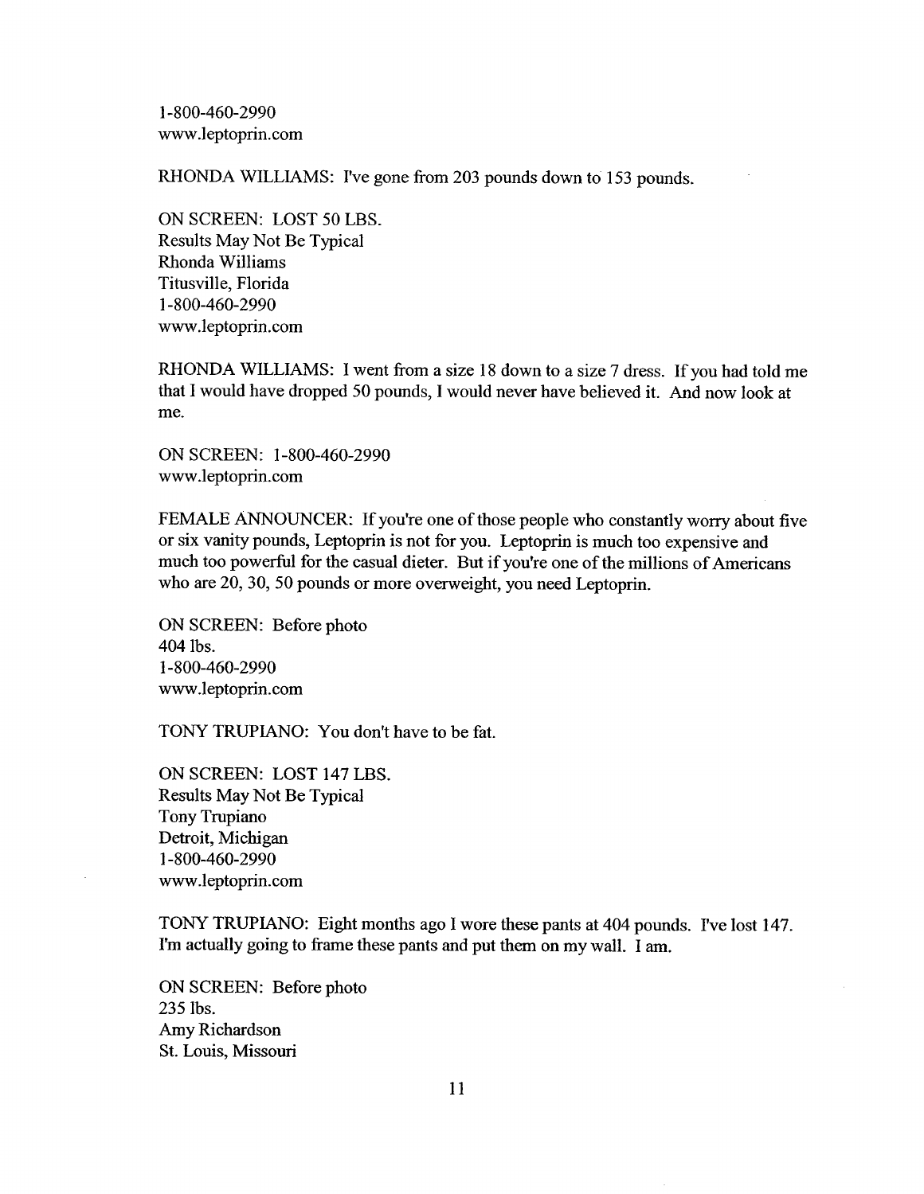1-800-460-2990
www.leptoprin.com

RHONDA WILLIAMS: I've gone from 203 pounds down to 153 pounds.

ON SCREEN: LOST 50 LBS.
Results May Not Be Typical
Rhonda Williams
Titusville, Florida
1-800-460-2990
www.leptoprin.com

RHONDA WILLIAMS: I went from a size 18 down to a size 7 dress. If you had told me that I would have dropped 50 pounds, I would never have believed it. And now look at me.

ON SCREEN: 1-800-460-2990
www.leptoprin.com

FEMALE ANNOUNCER: If you're one of those people who constantly worry about five or six vanity pounds, Leptoprin is not for you. Leptoprin is much too expensive and much too powerful for the casual dieter. But if you're one of the millions of Americans who are 20, 30, 50 pounds or more overweight, you need Leptoprin.

ON SCREEN: Before photo
404 lbs.
1-800-460-2990
www.leptoprin.com

TONY TRUPIANO: You don't have to be fat.

ON SCREEN: LOST 147 LBS.
Results May Not Be Typical
Tony Trupiano
Detroit, Michigan
1-800-460-2990
www.leptoprin.com

TONY TRUPIANO: Eight months ago I wore these pants at 404 pounds. I've lost 147. I'm actually going to frame these pants and put them on my wall. I am.

ON SCREEN: Before photo
235 lbs.
Amy Richardson
St. Louis, Missouri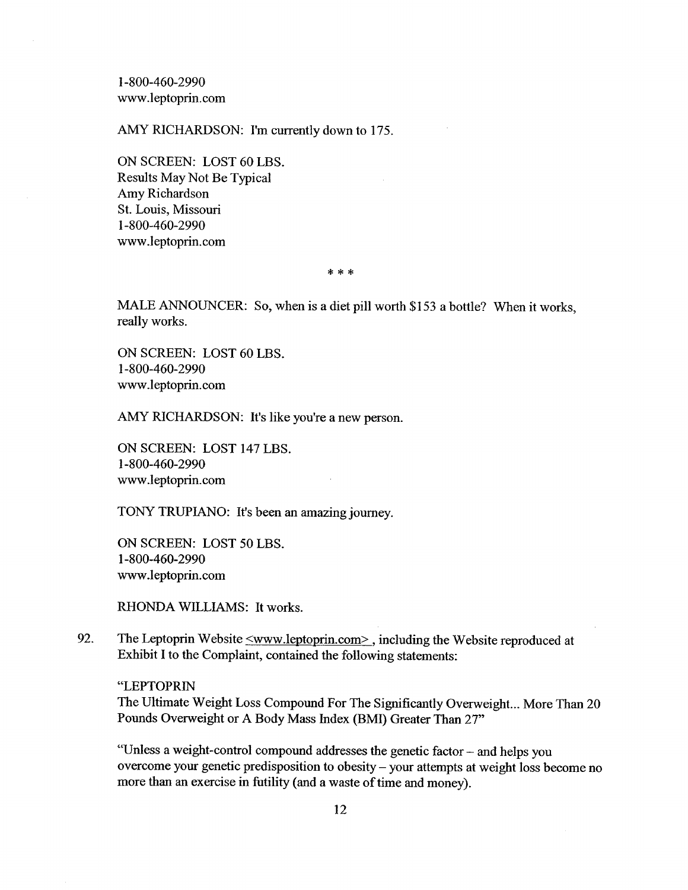1-800-460-2990
www.leptoprin.com

AMY RICHARDSON: I'm currently down to 175.

ON SCREEN: LOST 60 LBS.
Results May Not Be Typical
Amy Richardson
St. Louis, Missouri
1-800-460-2990
www.leptoprin.com

\* \* \*

MALE ANNOUNCER: So, when is a diet pill worth $153 a bottle? When it works, really works.

ON SCREEN: LOST 60 LBS.
1-800-460-2990
www.leptoprin.com

AMY RICHARDSON: It's like you're a new person.

ON SCREEN: LOST 147 LBS.
1-800-460-2990
www.leptoprin.com

TONY TRUPIANO: It's been an amazing journey.

ON SCREEN: LOST 50 LBS.
1-800-460-2990
www.leptoprin.com

RHONDA WILLIAMS: It works.

92. The Leptoprin Website <www.leptoprin.com>, including the Website reproduced at Exhibit I to the Complaint, contained the following statements:

"LEPTOPRIN
The Ultimate Weight Loss Compound For The Significantly Overweight... More Than 20 Pounds Overweight or A Body Mass Index (BMI) Greater Than 27"

"Unless a weight-control compound addresses the genetic factor – and helps you overcome your genetic predisposition to obesity – your attempts at weight loss become no more than an exercise in futility (and a waste of time and money).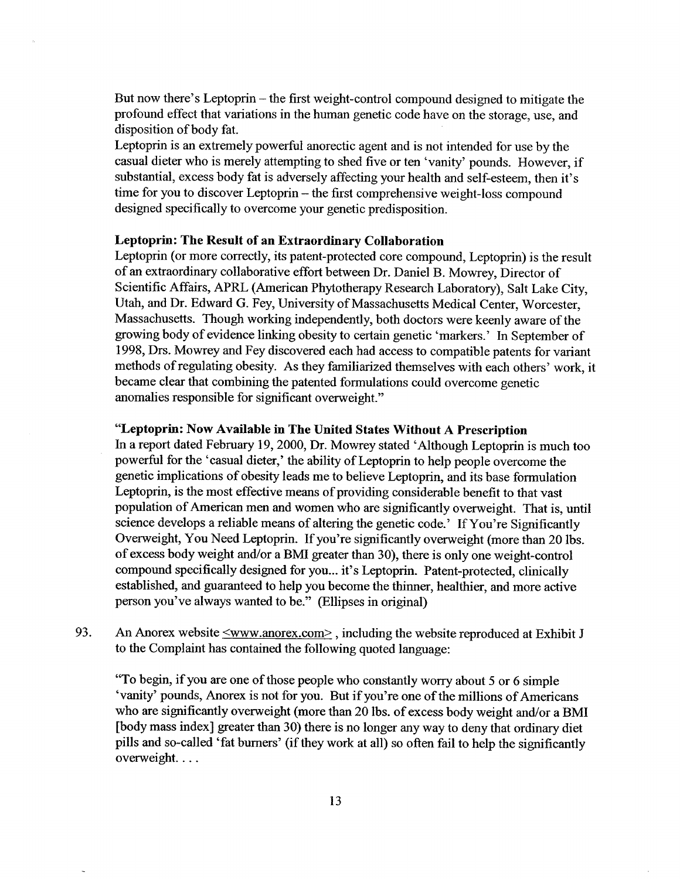But now there's Leptoprin – the first weight-control compound designed to mitigate the profound effect that variations in the human genetic code have on the storage, use, and disposition of body fat.

Leptoprin is an extremely powerful anorectic agent and is not intended for use by the casual dieter who is merely attempting to shed five or ten 'vanity' pounds. However, if substantial, excess body fat is adversely affecting your health and self-esteem, then it's time for you to discover Leptoprin – the first comprehensive weight-loss compound designed specifically to overcome your genetic predisposition.

**Leptoprin: The Result of an Extraordinary Collaboration**

Leptoprin (or more correctly, its patent-protected core compound, Leptoprin) is the result of an extraordinary collaborative effort between Dr. Daniel B. Mowrey, Director of Scientific Affairs, APRL (American Phytotherapy Research Laboratory), Salt Lake City, Utah, and Dr. Edward G. Fey, University of Massachusetts Medical Center, Worcester, Massachusetts. Though working independently, both doctors were keenly aware of the growing body of evidence linking obesity to certain genetic 'markers.' In September of 1998, Drs. Mowrey and Fey discovered each had access to compatible patents for variant methods of regulating obesity. As they familiarized themselves with each others' work, it became clear that combining the patented formulations could overcome genetic anomalies responsible for significant overweight."

**"Leptoprin: Now Available in The United States Without A Prescription**

In a report dated February 19, 2000, Dr. Mowrey stated 'Although Leptoprin is much too powerful for the 'casual dieter,' the ability of Leptoprin to help people overcome the genetic implications of obesity leads me to believe Leptoprin, and its base formulation Leptoprin, is the most effective means of providing considerable benefit to that vast population of American men and women who are significantly overweight. That is, until science develops a reliable means of altering the genetic code.' If You're Significantly Overweight, You Need Leptoprin. If you're significantly overweight (more than 20 lbs. of excess body weight and/or a BMI greater than 30), there is only one weight-control compound specifically designed for you... it's Leptoprin. Patent-protected, clinically established, and guaranteed to help you become the thinner, healthier, and more active person you've always wanted to be." (Ellipses in original)

93. An Anorex website <www.anorex.com>, including the website reproduced at Exhibit J to the Complaint has contained the following quoted language:

"To begin, if you are one of those people who constantly worry about 5 or 6 simple 'vanity' pounds, Anorex is not for you. But if you're one of the millions of Americans who are significantly overweight (more than 20 lbs. of excess body weight and/or a BMI [body mass index] greater than 30) there is no longer any way to deny that ordinary diet pills and so-called 'fat burners' (if they work at all) so often fail to help the significantly overweight. . . .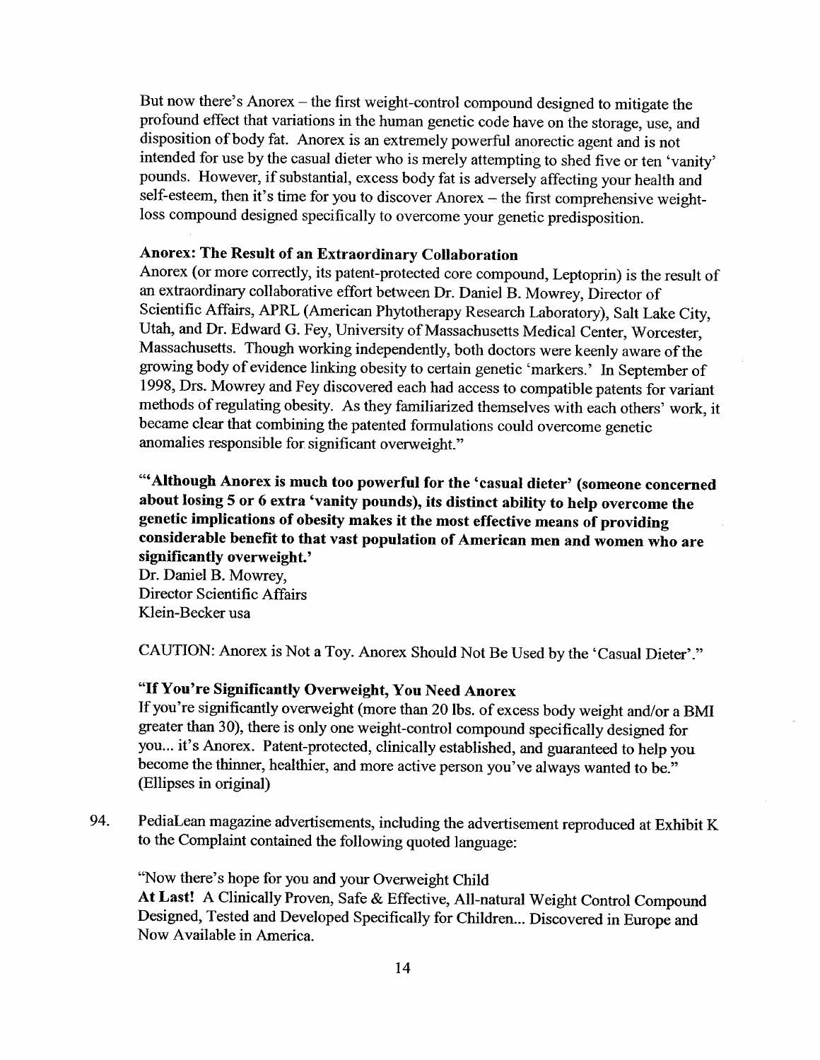But now there's Anorex – the first weight-control compound designed to mitigate the profound effect that variations in the human genetic code have on the storage, use, and disposition of body fat. Anorex is an extremely powerful anorectic agent and is not intended for use by the casual dieter who is merely attempting to shed five or ten 'vanity' pounds. However, if substantial, excess body fat is adversely affecting your health and self-esteem, then it's time for you to discover Anorex – the first comprehensive weight-loss compound designed specifically to overcome your genetic predisposition.

**Anorex: The Result of an Extraordinary Collaboration**
Anorex (or more correctly, its patent-protected core compound, Leptoprin) is the result of an extraordinary collaborative effort between Dr. Daniel B. Mowrey, Director of Scientific Affairs, APRL (American Phytotherapy Research Laboratory), Salt Lake City, Utah, and Dr. Edward G. Fey, University of Massachusetts Medical Center, Worcester, Massachusetts. Though working independently, both doctors were keenly aware of the growing body of evidence linking obesity to certain genetic 'markers.' In September of 1998, Drs. Mowrey and Fey discovered each had access to compatible patents for variant methods of regulating obesity. As they familiarized themselves with each others' work, it became clear that combining the patented formulations could overcome genetic anomalies responsible for significant overweight."

**"'Although Anorex is much too powerful for the 'casual dieter' (someone concerned about losing 5 or 6 extra 'vanity pounds), its distinct ability to help overcome the genetic implications of obesity makes it the most effective means of providing considerable benefit to that vast population of American men and women who are significantly overweight.'**
Dr. Daniel B. Mowrey,
Director Scientific Affairs
Klein-Becker usa

CAUTION: Anorex is Not a Toy. Anorex Should Not Be Used by the 'Casual Dieter'."

**"If You're Significantly Overweight, You Need Anorex**
If you're significantly overweight (more than 20 lbs. of excess body weight and/or a BMI greater than 30), there is only one weight-control compound specifically designed for you... it's Anorex. Patent-protected, clinically established, and guaranteed to help you become the thinner, healthier, and more active person you've always wanted to be." (Ellipses in original)

94. PediaLean magazine advertisements, including the advertisement reproduced at Exhibit K to the Complaint contained the following quoted language:

"Now there's hope for you and your Overweight Child
**At Last!** A Clinically Proven, Safe & Effective, All-natural Weight Control Compound Designed, Tested and Developed Specifically for Children... Discovered in Europe and Now Available in America.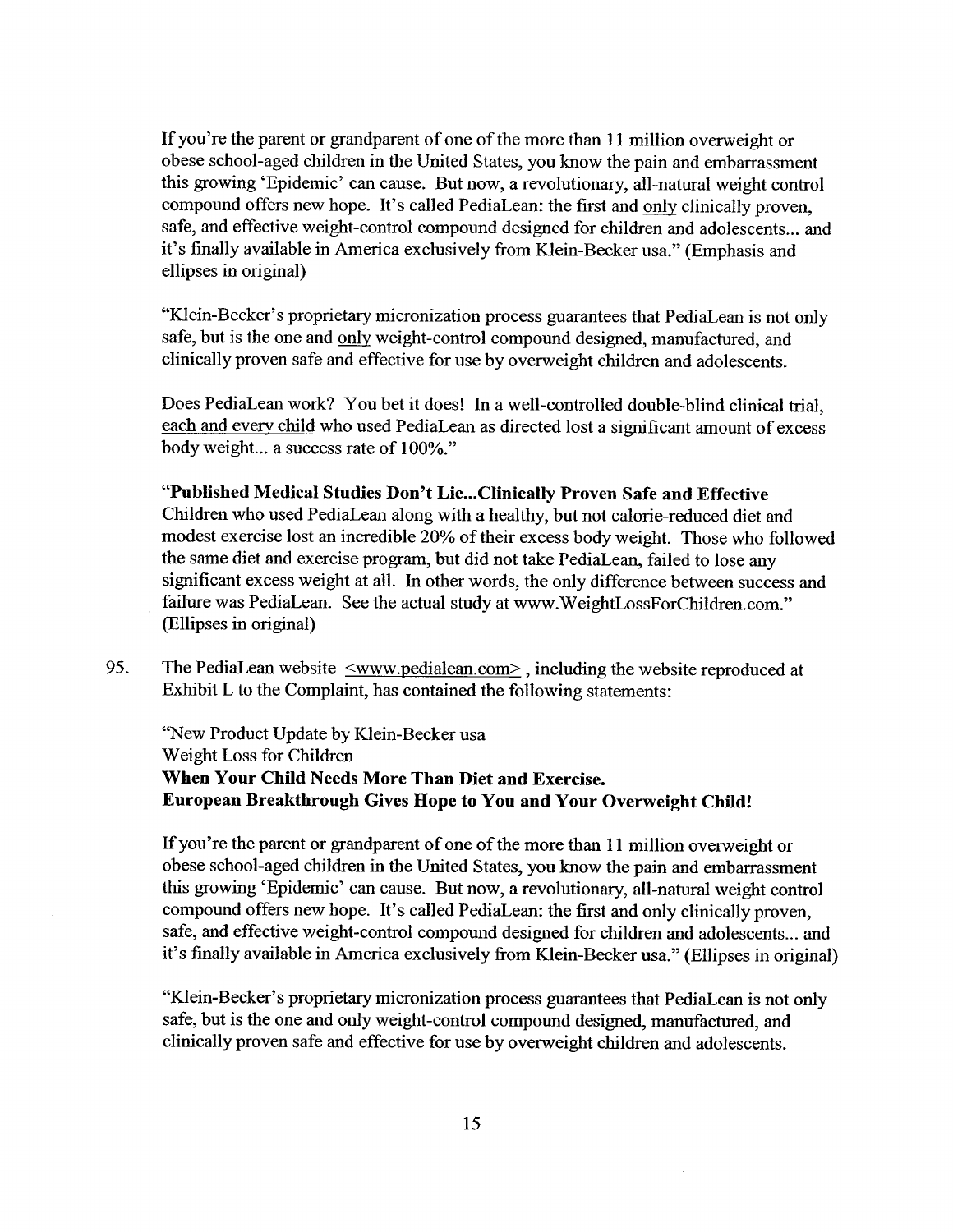If you're the parent or grandparent of one of the more than 11 million overweight or obese school-aged children in the United States, you know the pain and embarrassment this growing 'Epidemic' can cause. But now, a revolutionary, all-natural weight control compound offers new hope. It's called PediaLean: the first and <u>only</u> clinically proven, safe, and effective weight-control compound designed for children and adolescents... and it's finally available in America exclusively from Klein-Becker usa." (Emphasis and ellipses in original)

"Klein-Becker's proprietary micronization process guarantees that PediaLean is not only safe, but is the one and <u>only</u> weight-control compound designed, manufactured, and clinically proven safe and effective for use by overweight children and adolescents.

Does PediaLean work? You bet it does! In a well-controlled double-blind clinical trial, <u>each and every child</u> who used PediaLean as directed lost a significant amount of excess body weight... a success rate of 100%."

"**Published Medical Studies Don't Lie...Clinically Proven Safe and Effective**
Children who used PediaLean along with a healthy, but not calorie-reduced diet and modest exercise lost an incredible 20% of their excess body weight. Those who followed the same diet and exercise program, but did not take PediaLean, failed to lose any significant excess weight at all. In other words, the only difference between success and failure was PediaLean. See the actual study at www.WeightLossForChildren.com." (Ellipses in original)

95. The PediaLean website <u><www.pedialean.com></u>, including the website reproduced at Exhibit L to the Complaint, has contained the following statements:

"New Product Update by Klein-Becker usa
Weight Loss for Children
**When Your Child Needs More Than Diet and Exercise.**
**European Breakthrough Gives Hope to You and Your Overweight Child!**

If you're the parent or grandparent of one of the more than 11 million overweight or obese school-aged children in the United States, you know the pain and embarrassment this growing 'Epidemic' can cause. But now, a revolutionary, all-natural weight control compound offers new hope. It's called PediaLean: the first and only clinically proven, safe, and effective weight-control compound designed for children and adolescents... and it's finally available in America exclusively from Klein-Becker usa." (Ellipses in original)

"Klein-Becker's proprietary micronization process guarantees that PediaLean is not only safe, but is the one and only weight-control compound designed, manufactured, and clinically proven safe and effective for use by overweight children and adolescents.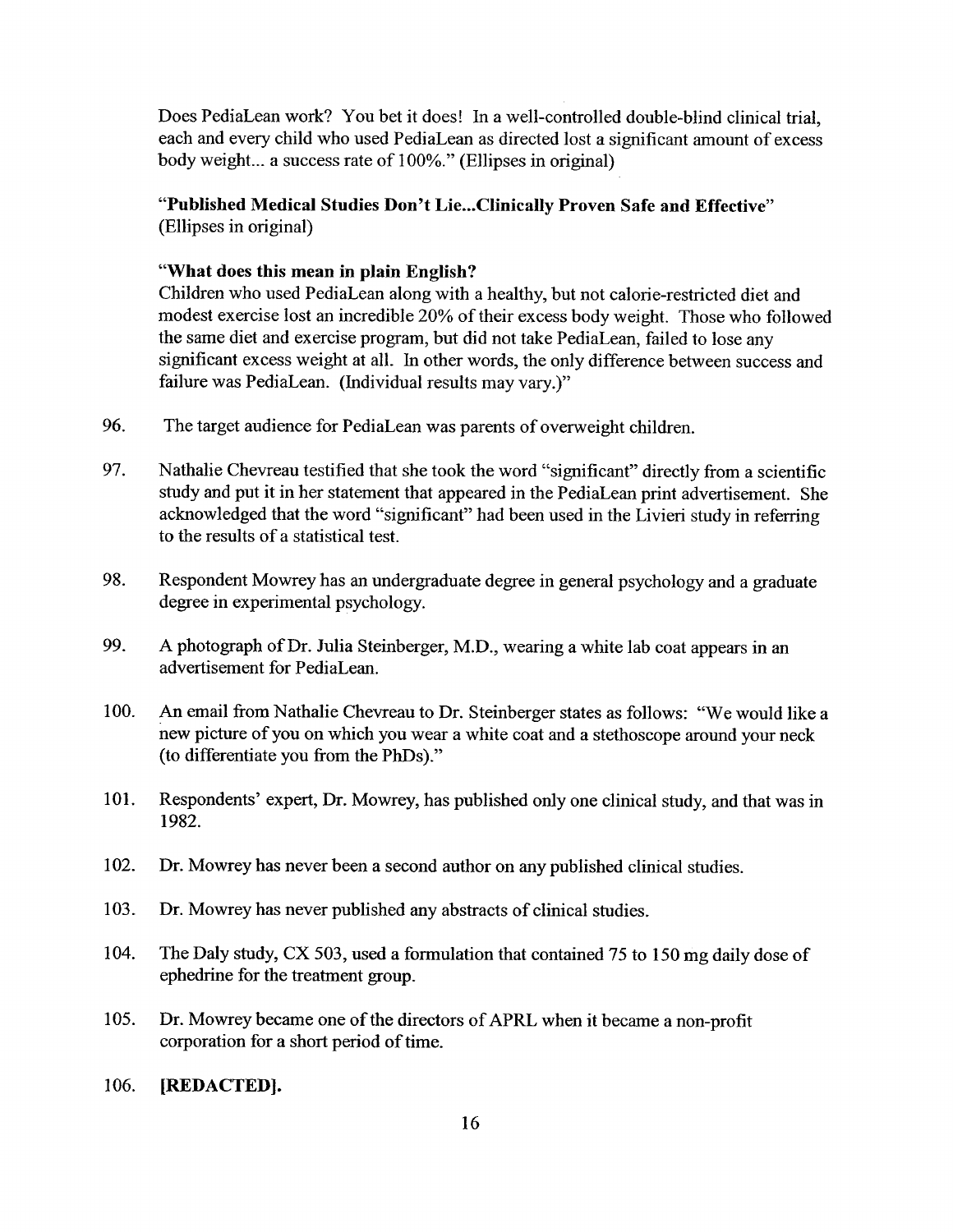Does PediaLean work? You bet it does! In a well-controlled double-blind clinical trial, each and every child who used PediaLean as directed lost a significant amount of excess body weight... a success rate of 100%." (Ellipses in original)

**"Published Medical Studies Don't Lie...Clinically Proven Safe and Effective"** (Ellipses in original)

**"What does this mean in plain English?**
Children who used PediaLean along with a healthy, but not calorie-restricted diet and modest exercise lost an incredible 20% of their excess body weight. Those who followed the same diet and exercise program, but did not take PediaLean, failed to lose any significant excess weight at all. In other words, the only difference between success and failure was PediaLean. (Individual results may vary.)"

96. The target audience for PediaLean was parents of overweight children.

97. Nathalie Chevreau testified that she took the word "significant" directly from a scientific study and put it in her statement that appeared in the PediaLean print advertisement. She acknowledged that the word "significant" had been used in the Livieri study in referring to the results of a statistical test.

98. Respondent Mowrey has an undergraduate degree in general psychology and a graduate degree in experimental psychology.

99. A photograph of Dr. Julia Steinberger, M.D., wearing a white lab coat appears in an advertisement for PediaLean.

100. An email from Nathalie Chevreau to Dr. Steinberger states as follows: "We would like a new picture of you on which you wear a white coat and a stethoscope around your neck (to differentiate you from the PhDs)."

101. Respondents' expert, Dr. Mowrey, has published only one clinical study, and that was in 1982.

102. Dr. Mowrey has never been a second author on any published clinical studies.

103. Dr. Mowrey has never published any abstracts of clinical studies.

104. The Daly study, CX 503, used a formulation that contained 75 to 150 mg daily dose of ephedrine for the treatment group.

105. Dr. Mowrey became one of the directors of APRL when it became a non-profit corporation for a short period of time.

106. **[REDACTED].**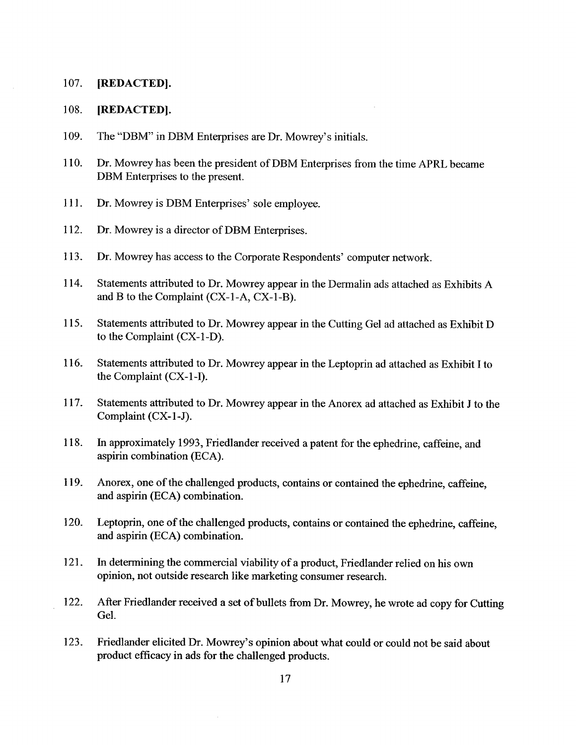107. **[REDACTED].**

108. **[REDACTED].**

109. The "DBM" in DBM Enterprises are Dr. Mowrey's initials.

110. Dr. Mowrey has been the president of DBM Enterprises from the time APRL became DBM Enterprises to the present.

111. Dr. Mowrey is DBM Enterprises' sole employee.

112. Dr. Mowrey is a director of DBM Enterprises.

113. Dr. Mowrey has access to the Corporate Respondents' computer network.

114. Statements attributed to Dr. Mowrey appear in the Dermalin ads attached as Exhibits A and B to the Complaint (CX-1-A, CX-1-B).

115. Statements attributed to Dr. Mowrey appear in the Cutting Gel ad attached as Exhibit D to the Complaint (CX-1-D).

116. Statements attributed to Dr. Mowrey appear in the Leptoprin ad attached as Exhibit I to the Complaint (CX-1-I).

117. Statements attributed to Dr. Mowrey appear in the Anorex ad attached as Exhibit J to the Complaint (CX-1-J).

118. In approximately 1993, Friedlander received a patent for the ephedrine, caffeine, and aspirin combination (ECA).

119. Anorex, one of the challenged products, contains or contained the ephedrine, caffeine, and aspirin (ECA) combination.

120. Leptoprin, one of the challenged products, contains or contained the ephedrine, caffeine, and aspirin (ECA) combination.

121. In determining the commercial viability of a product, Friedlander relied on his own opinion, not outside research like marketing consumer research.

122. After Friedlander received a set of bullets from Dr. Mowrey, he wrote ad copy for Cutting Gel.

123. Friedlander elicited Dr. Mowrey's opinion about what could or could not be said about product efficacy in ads for the challenged products.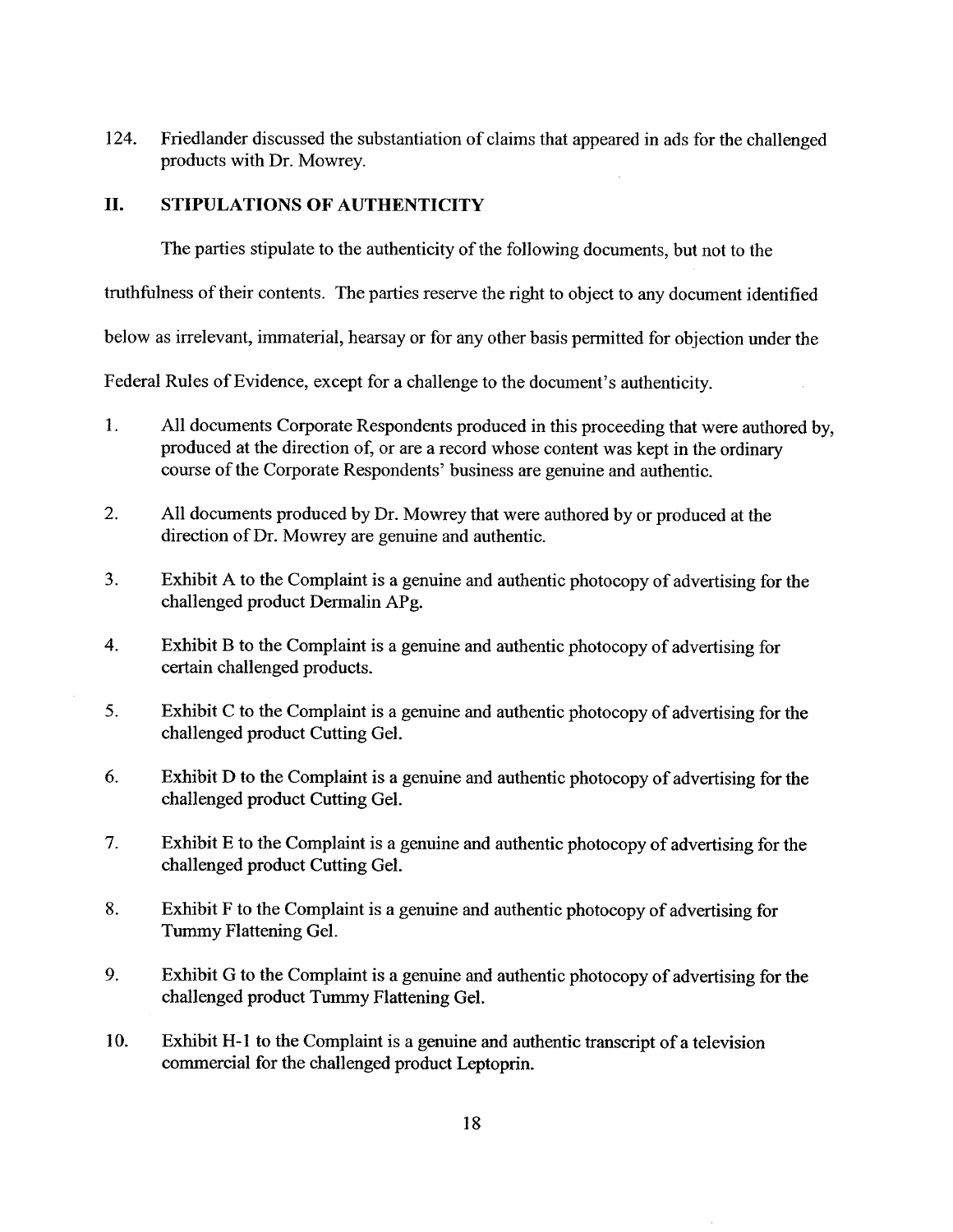124. Friedlander discussed the substantiation of claims that appeared in ads for the challenged products with Dr. Mowrey.

## II. STIPULATIONS OF AUTHENTICITY

The parties stipulate to the authenticity of the following documents, but not to the truthfulness of their contents. The parties reserve the right to object to any document identified below as irrelevant, immaterial, hearsay or for any other basis permitted for objection under the Federal Rules of Evidence, except for a challenge to the document's authenticity.

1. All documents Corporate Respondents produced in this proceeding that were authored by, produced at the direction of, or are a record whose content was kept in the ordinary course of the Corporate Respondents' business are genuine and authentic.

2. All documents produced by Dr. Mowrey that were authored by or produced at the direction of Dr. Mowrey are genuine and authentic.

3. Exhibit A to the Complaint is a genuine and authentic photocopy of advertising for the challenged product Dermalin APg.

4. Exhibit B to the Complaint is a genuine and authentic photocopy of advertising for certain challenged products.

5. Exhibit C to the Complaint is a genuine and authentic photocopy of advertising for the challenged product Cutting Gel.

6. Exhibit D to the Complaint is a genuine and authentic photocopy of advertising for the challenged product Cutting Gel.

7. Exhibit E to the Complaint is a genuine and authentic photocopy of advertising for the challenged product Cutting Gel.

8. Exhibit F to the Complaint is a genuine and authentic photocopy of advertising for Tummy Flattening Gel.

9. Exhibit G to the Complaint is a genuine and authentic photocopy of advertising for the challenged product Tummy Flattening Gel.

10. Exhibit H-1 to the Complaint is a genuine and authentic transcript of a television commercial for the challenged product Leptoprin.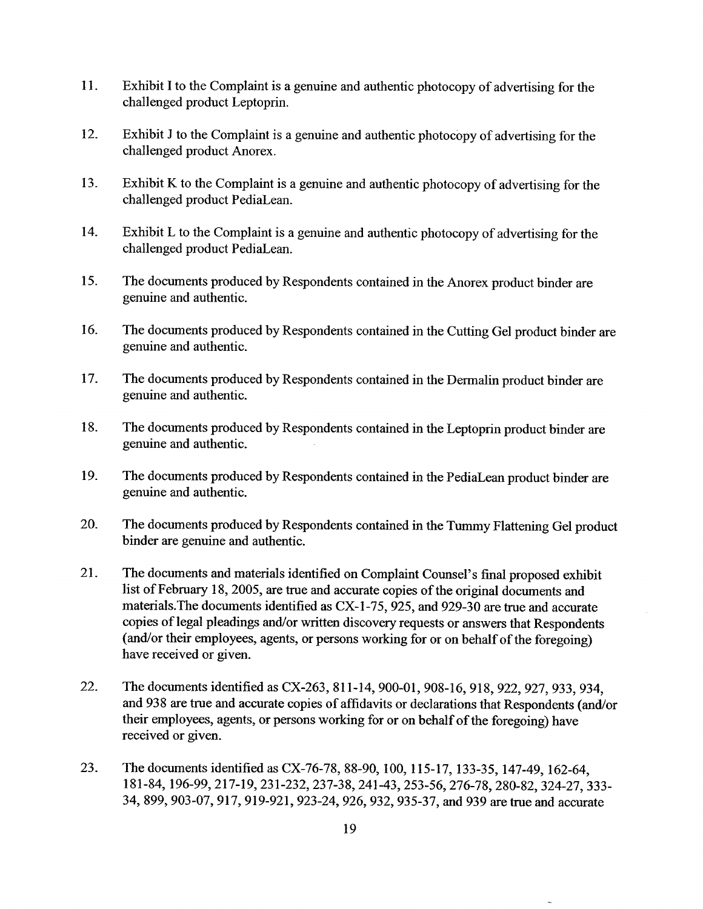11. Exhibit I to the Complaint is a genuine and authentic photocopy of advertising for the challenged product Leptoprin.

12. Exhibit J to the Complaint is a genuine and authentic photocopy of advertising for the challenged product Anorex.

13. Exhibit K to the Complaint is a genuine and authentic photocopy of advertising for the challenged product PediaLean.

14. Exhibit L to the Complaint is a genuine and authentic photocopy of advertising for the challenged product PediaLean.

15. The documents produced by Respondents contained in the Anorex product binder are genuine and authentic.

16. The documents produced by Respondents contained in the Cutting Gel product binder are genuine and authentic.

17. The documents produced by Respondents contained in the Dermalin product binder are genuine and authentic.

18. The documents produced by Respondents contained in the Leptoprin product binder are genuine and authentic.

19. The documents produced by Respondents contained in the PediaLean product binder are genuine and authentic.

20. The documents produced by Respondents contained in the Tummy Flattening Gel product binder are genuine and authentic.

21. The documents and materials identified on Complaint Counsel's final proposed exhibit list of February 18, 2005, are true and accurate copies of the original documents and materials.The documents identified as CX-1-75, 925, and 929-30 are true and accurate copies of legal pleadings and/or written discovery requests or answers that Respondents (and/or their employees, agents, or persons working for or on behalf of the foregoing) have received or given.

22. The documents identified as CX-263, 811-14, 900-01, 908-16, 918, 922, 927, 933, 934, and 938 are true and accurate copies of affidavits or declarations that Respondents (and/or their employees, agents, or persons working for or on behalf of the foregoing) have received or given.

23. The documents identified as CX-76-78, 88-90, 100, 115-17, 133-35, 147-49, 162-64, 181-84, 196-99, 217-19, 231-232, 237-38, 241-43, 253-56, 276-78, 280-82, 324-27, 333-34, 899, 903-07, 917, 919-921, 923-24, 926, 932, 935-37, and 939 are true and accurate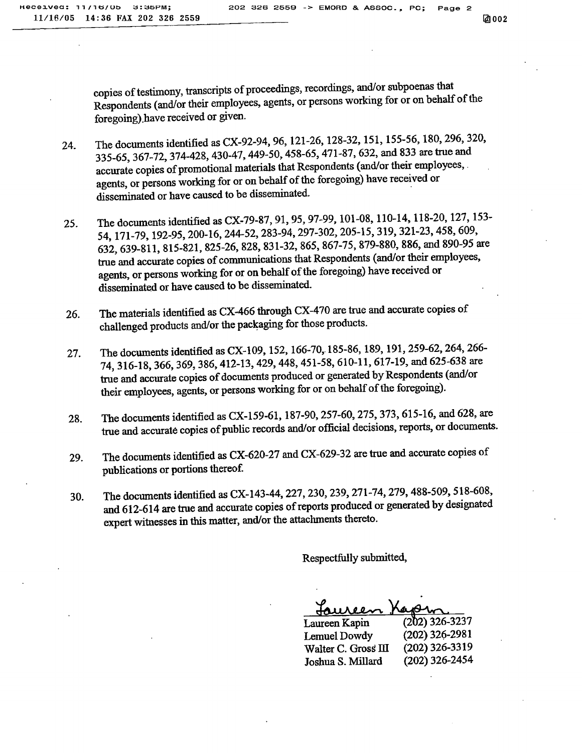copies of testimony, transcripts of proceedings, recordings, and/or subpoenas that Respondents (and/or their employees, agents, or persons working for or on behalf of the foregoing) have received or given.

24. The documents identified as CX-92-94, 96, 121-26, 128-32, 151, 155-56, 180, 296, 320, 335-65, 367-72, 374-428, 430-47, 449-50, 458-65, 471-87, 632, and 833 are true and accurate copies of promotional materials that Respondents (and/or their employees, agents, or persons working for or on behalf of the foregoing) have received or disseminated or have caused to be disseminated.

25. The documents identified as CX-79-87, 91, 95, 97-99, 101-08, 110-14, 118-20, 127, 153-54, 171-79, 192-95, 200-16, 244-52, 283-94, 297-302, 205-15, 319, 321-23, 458, 609, 632, 639-811, 815-821, 825-26, 828, 831-32, 865, 867-75, 879-880, 886, and 890-95 are true and accurate copies of communications that Respondents (and/or their employees, agents, or persons working for or on behalf of the foregoing) have received or disseminated or have caused to be disseminated.

26. The materials identified as CX-466 through CX-470 are true and accurate copies of challenged products and/or the packaging for those products.

27. The documents identified as CX-109, 152, 166-70, 185-86, 189, 191, 259-62, 264, 266-74, 316-18, 366, 369, 386, 412-13, 429, 448, 451-58, 610-11, 617-19, and 625-638 are true and accurate copies of documents produced or generated by Respondents (and/or their employees, agents, or persons working for or on behalf of the foregoing).

28. The documents identified as CX-159-61, 187-90, 257-60, 275, 373, 615-16, and 628, are true and accurate copies of public records and/or official decisions, reports, or documents.

29. The documents identified as CX-620-27 and CX-629-32 are true and accurate copies of publications or portions thereof.

30. The documents identified as CX-143-44, 227, 230, 239, 271-74, 279, 488-509, 518-608, and 612-614 are true and accurate copies of reports produced or generated by designated expert witnesses in this matter, and/or the attachments thereto.

Respectfully submitted,

Laureen Kapin (202) 326-3237
Lemuel Dowdy (202) 326-2981
Walter C. Gross III (202) 326-3319
Joshua S. Millard (202) 326-2454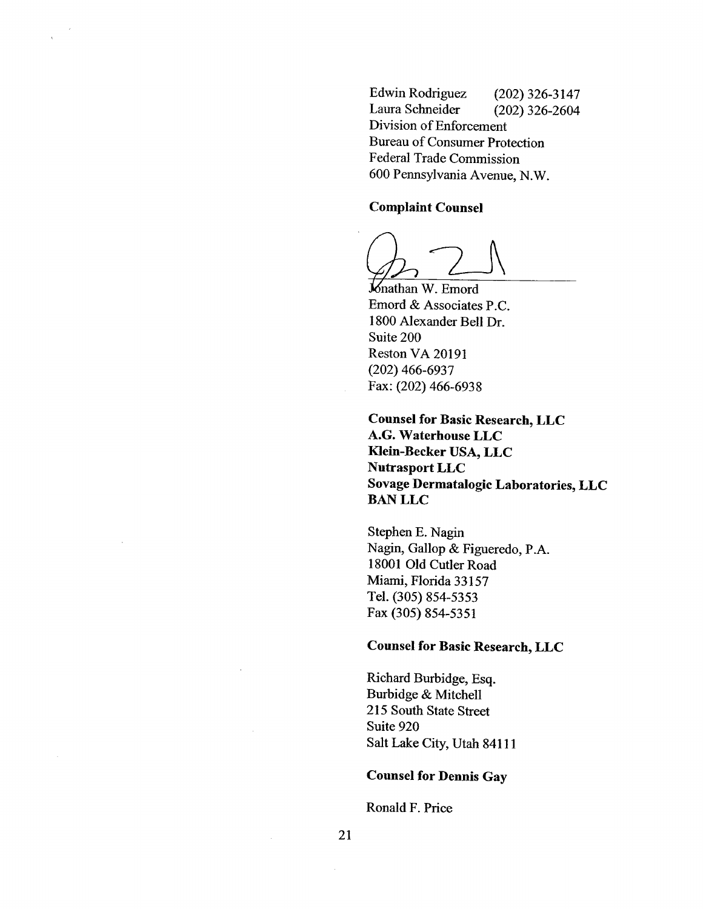Edwin Rodriguez (202) 326-3147
Laura Schneider (202) 326-2604
Division of Enforcement
Bureau of Consumer Protection
Federal Trade Commission
600 Pennsylvania Avenue, N.W.

**Complaint Counsel**

Jonathan W. Emord
Emord & Associates P.C.
1800 Alexander Bell Dr.
Suite 200
Reston VA 20191
(202) 466-6937
Fax: (202) 466-6938

**Counsel for Basic Research, LLC**
**A.G. Waterhouse LLC**
**Klein-Becker USA, LLC**
**Nutrasport LLC**
**Sovage Dermatalogic Laboratories, LLC**
**BAN LLC**

Stephen E. Nagin
Nagin, Gallop & Figueredo, P.A.
18001 Old Cutler Road
Miami, Florida 33157
Tel. (305) 854-5353
Fax (305) 854-5351

**Counsel for Basic Research, LLC**

Richard Burbidge, Esq.
Burbidge & Mitchell
215 South State Street
Suite 920
Salt Lake City, Utah 84111

**Counsel for Dennis Gay**

Ronald F. Price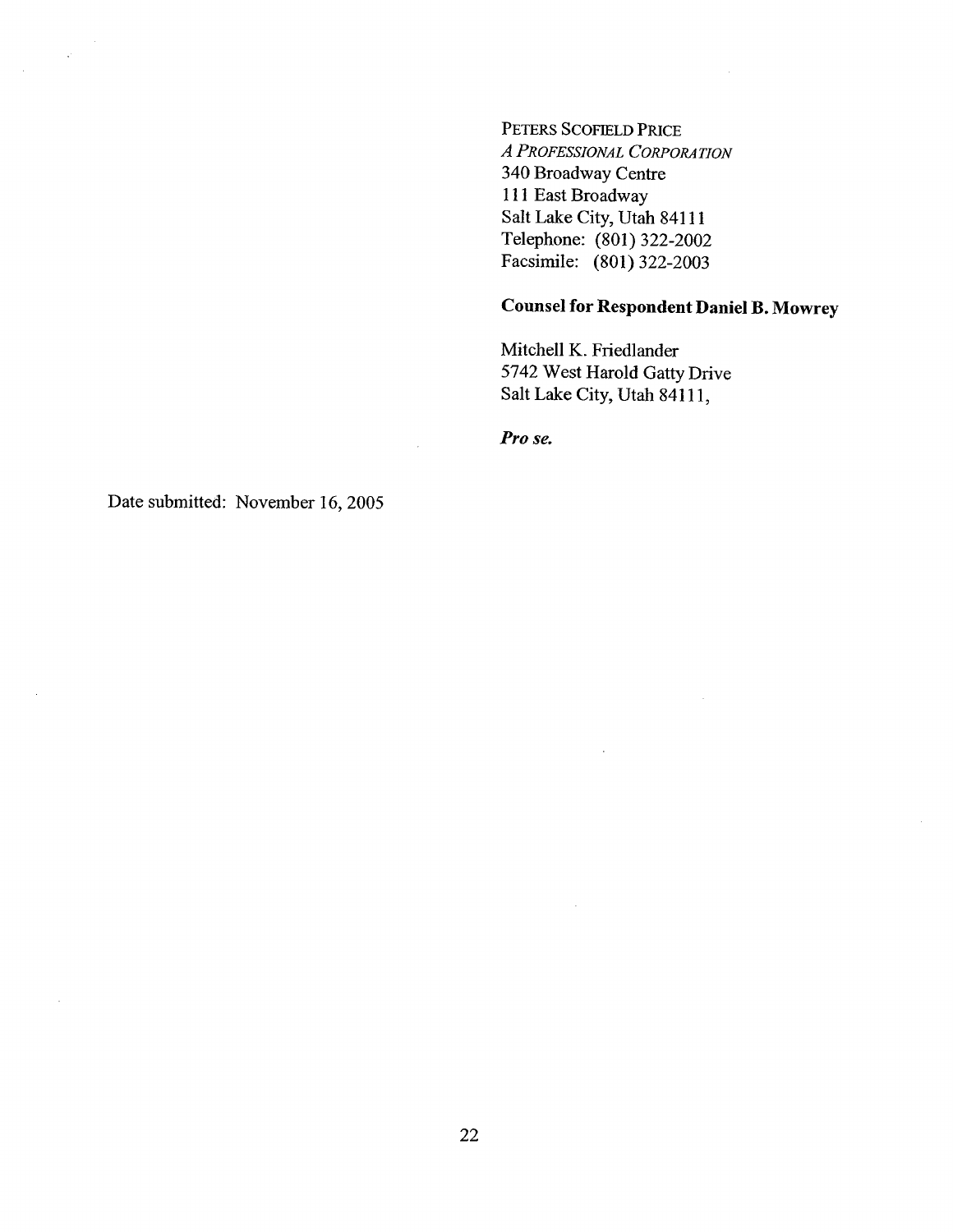PETERS SCOFIELD PRICE
*A PROFESSIONAL CORPORATION*
340 Broadway Centre
111 East Broadway
Salt Lake City, Utah 84111
Telephone: (801) 322-2002
Facsimile: (801) 322-2003

**Counsel for Respondent Daniel B. Mowrey**

Mitchell K. Friedlander
5742 West Harold Gatty Drive
Salt Lake City, Utah 84111,

***Pro se.***

Date submitted: November 16, 2005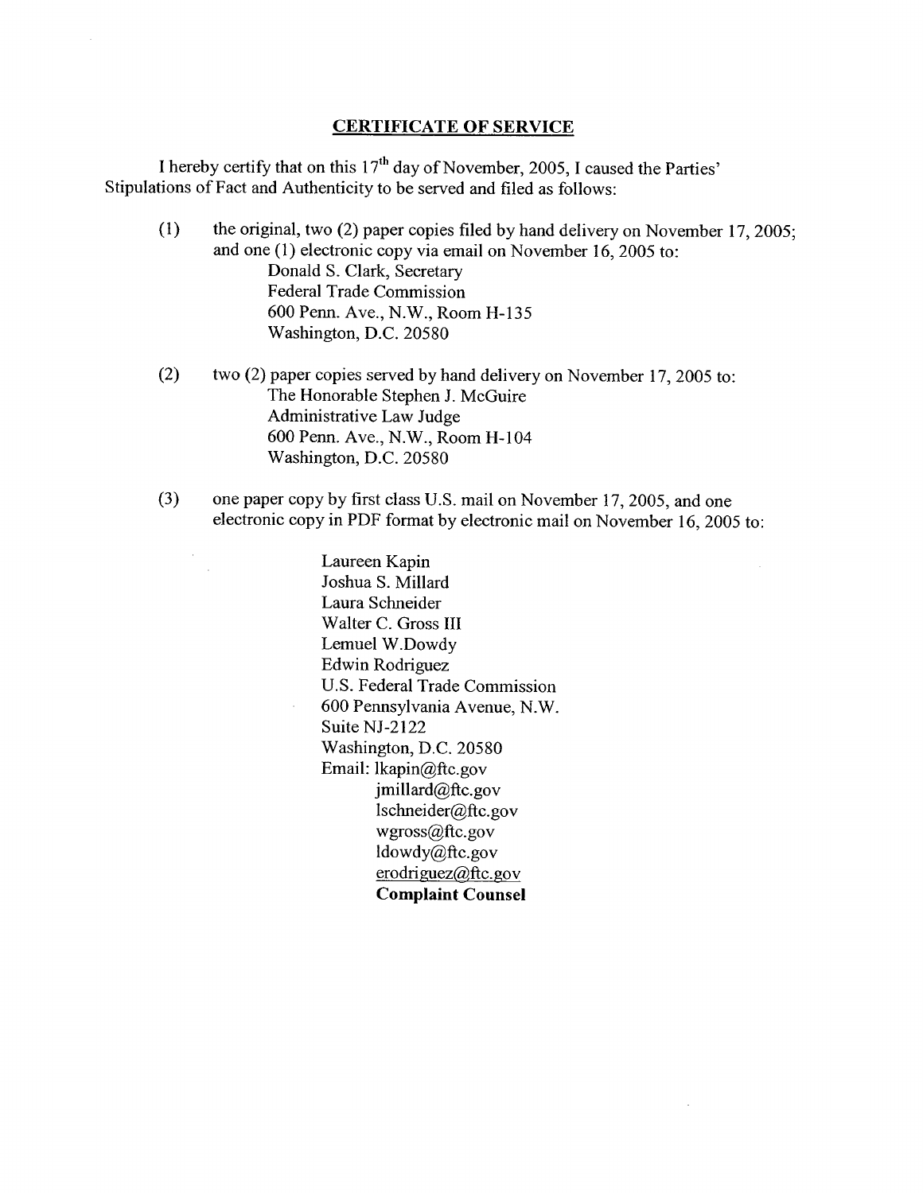## CERTIFICATE OF SERVICE

I hereby certify that on this 17th day of November, 2005, I caused the Parties' Stipulations of Fact and Authenticity to be served and filed as follows:

(1) the original, two (2) paper copies filed by hand delivery on November 17, 2005; and one (1) electronic copy via email on November 16, 2005 to:
Donald S. Clark, Secretary
Federal Trade Commission
600 Penn. Ave., N.W., Room H-135
Washington, D.C. 20580

(2) two (2) paper copies served by hand delivery on November 17, 2005 to:
The Honorable Stephen J. McGuire
Administrative Law Judge
600 Penn. Ave., N.W., Room H-104
Washington, D.C. 20580

(3) one paper copy by first class U.S. mail on November 17, 2005, and one electronic copy in PDF format by electronic mail on November 16, 2005 to:

Laureen Kapin
Joshua S. Millard
Laura Schneider
Walter C. Gross III
Lemuel W.Dowdy
Edwin Rodriguez
U.S. Federal Trade Commission
600 Pennsylvania Avenue, N.W.
Suite NJ-2122
Washington, D.C. 20580
Email: lkapin@ftc.gov
jmillard@ftc.gov
lschneider@ftc.gov
wgross@ftc.gov
ldowdy@ftc.gov
erodriguez@ftc.gov
**Complaint Counsel**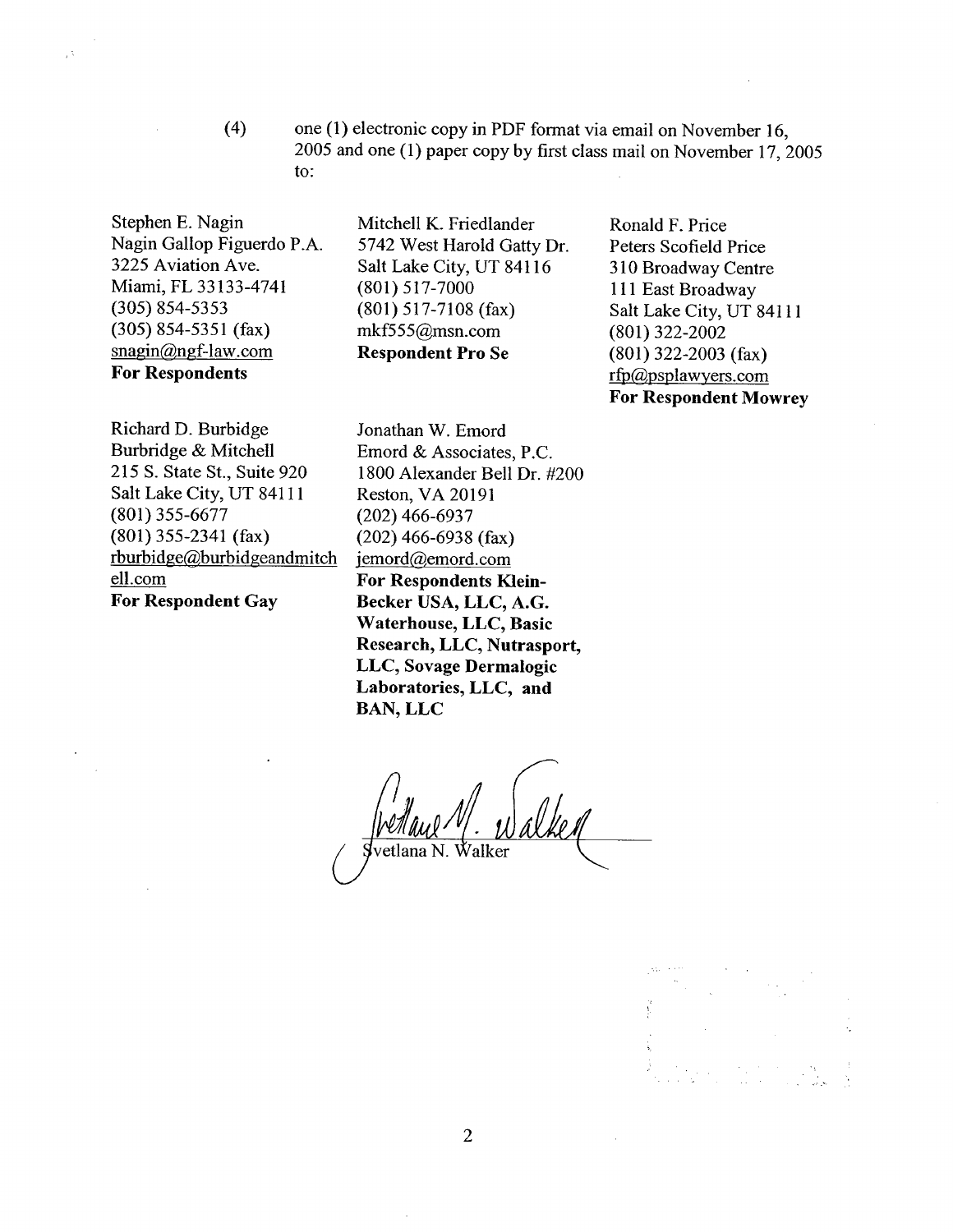(4) one (1) electronic copy in PDF format via email on November 16, 2005 and one (1) paper copy by first class mail on November 17, 2005 to:

Stephen E. Nagin
Nagin Gallop Figuerdo P.A.
3225 Aviation Ave.
Miami, FL 33133-4741
(305) 854-5353
(305) 854-5351 (fax)
snagin@ngf-law.com
**For Respondents**

Mitchell K. Friedlander
5742 West Harold Gatty Dr.
Salt Lake City, UT 84116
(801) 517-7000
(801) 517-7108 (fax)
mkf555@msn.com
**Respondent Pro Se**

Ronald F. Price
Peters Scofield Price
310 Broadway Centre
111 East Broadway
Salt Lake City, UT 84111
(801) 322-2002
(801) 322-2003 (fax)
rfp@psplawyers.com
**For Respondent Mowrey**

Richard D. Burbidge
Burbridge & Mitchell
215 S. State St., Suite 920
Salt Lake City, UT 84111
(801) 355-6677
(801) 355-2341 (fax)
rburbidge@burbidgeandmitchell.com
**For Respondent Gay**

Jonathan W. Emord
Emord & Associates, P.C.
1800 Alexander Bell Dr. #200
Reston, VA 20191
(202) 466-6937
(202) 466-6938 (fax)
jemord@emord.com
**For Respondents Klein-Becker USA, LLC, A.G. Waterhouse, LLC, Basic Research, LLC, Nutrasport, LLC, Sovage Dermalogic Laboratories, LLC, and BAN, LLC**

Svetlana N. Walker